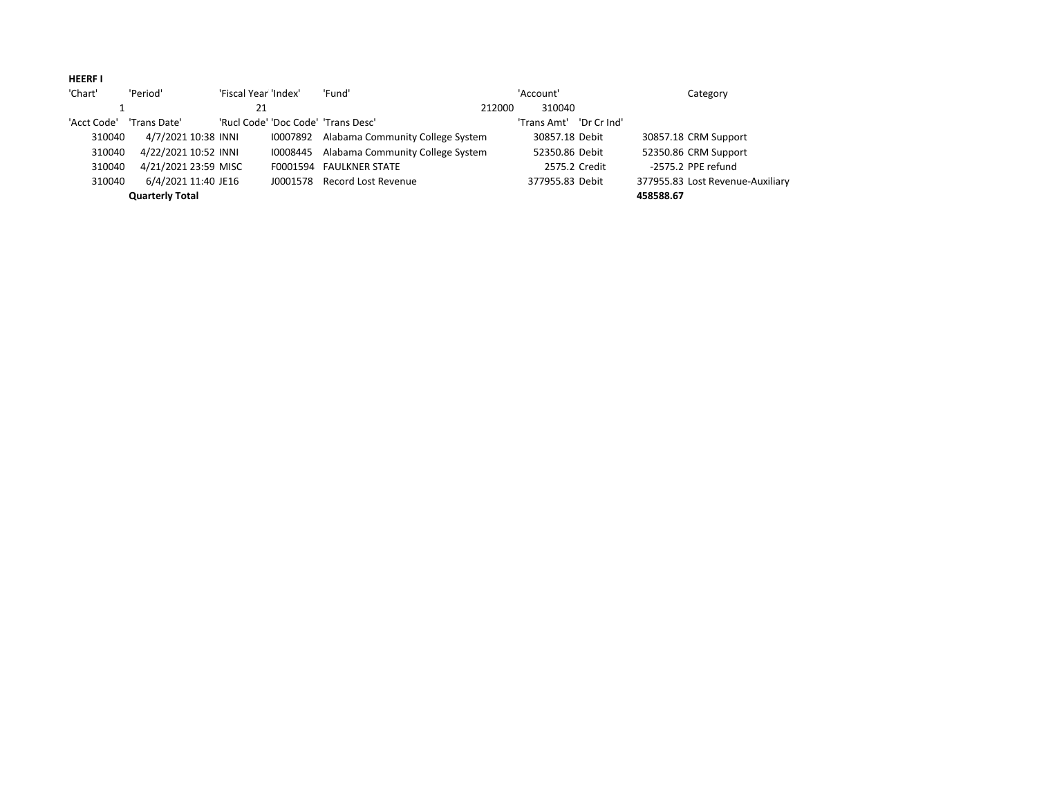**HEERF I**

| 'Chart' | 'Period' | 'Fiscal Year 'Index' | | 'Fund' | | 'Account' | | | Category |
|---|---|---|---|---|---|---|---|---|---|
| 1 | | 21 | | | 212000 | 310040 | | | |
| 'Acct Code' | 'Trans Date' | 'Rucl Code' | 'Doc Code' | 'Trans Desc' | | 'Trans Amt' | 'Dr Cr Ind' | | |
| 310040 | 4/7/2021 10:38 | INNI | I0007892 | Alabama Community College System | | 30857.18 | Debit | 30857.18 | CRM Support |
| 310040 | 4/22/2021 10:52 | INNI | I0008445 | Alabama Community College System | | 52350.86 | Debit | 52350.86 | CRM Support |
| 310040 | 4/21/2021 23:59 | MISC | F0001594 | FAULKNER STATE | | 2575.2 | Credit | -2575.2 | PPE refund |
| 310040 | 6/4/2021 11:40 | JE16 | J0001578 | Record Lost Revenue | | 377955.83 | Debit | 377955.83 | Lost Revenue-Auxiliary |
| | **Quarterly Total** | | | | | | | **458588.67** | |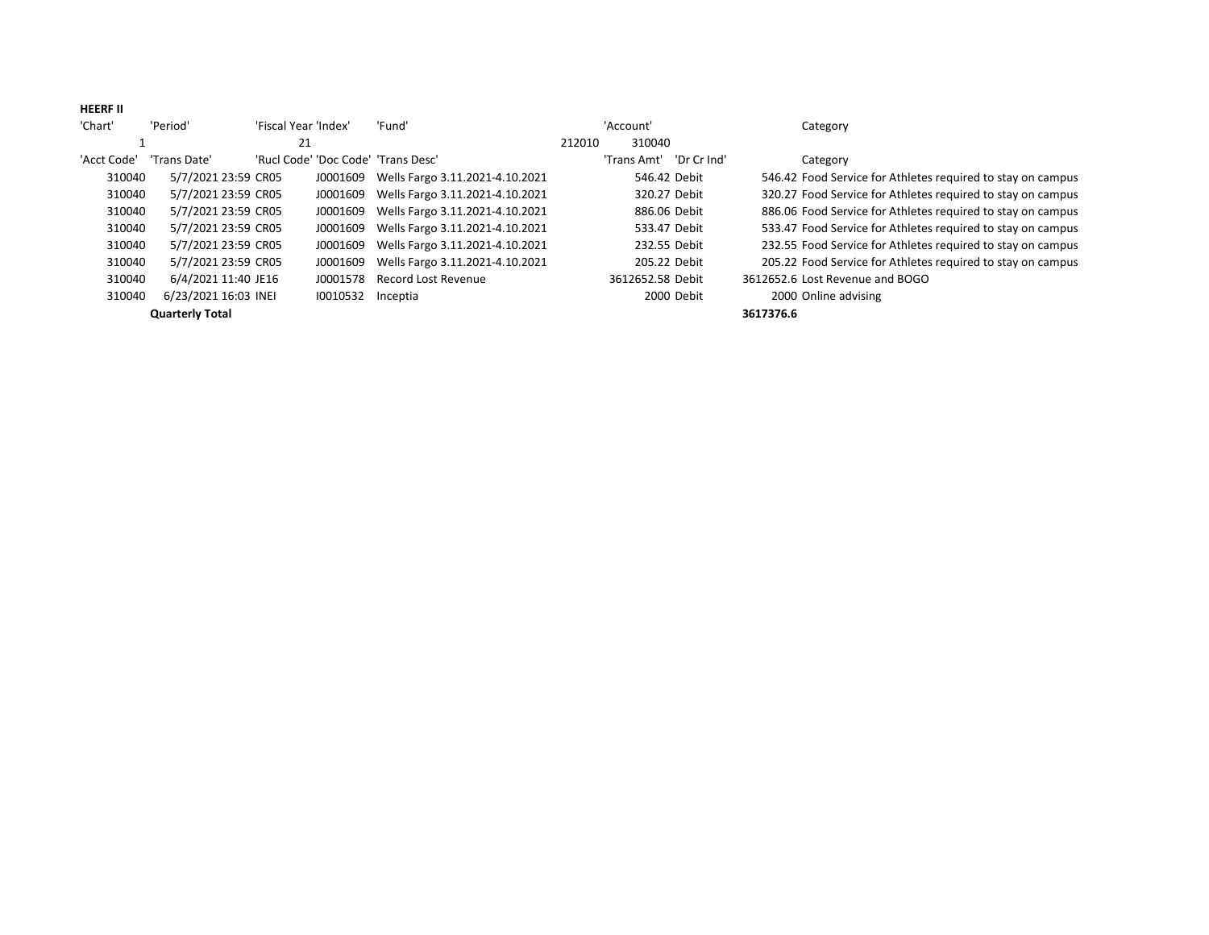**HEERF II**

| 'Chart' | 'Period' | 'Fiscal Year | 'Index' | 'Fund' | | 'Account' | | | Category |
|---|---|---|---|---|---|---|---|---|---|
| 1 | | 21 | | | 212010 | 310040 | | | |
| 'Acct Code' | 'Trans Date' | 'Rucl Code' | 'Doc Code' | 'Trans Desc' | | 'Trans Amt' | 'Dr Cr Ind' | | Category |
| 310040 | 5/7/2021 23:59 | CR05 | J0001609 | Wells Fargo 3.11.2021-4.10.2021 | | 546.42 | Debit | 546.42 | Food Service for Athletes required to stay on campus |
| 310040 | 5/7/2021 23:59 | CR05 | J0001609 | Wells Fargo 3.11.2021-4.10.2021 | | 320.27 | Debit | 320.27 | Food Service for Athletes required to stay on campus |
| 310040 | 5/7/2021 23:59 | CR05 | J0001609 | Wells Fargo 3.11.2021-4.10.2021 | | 886.06 | Debit | 886.06 | Food Service for Athletes required to stay on campus |
| 310040 | 5/7/2021 23:59 | CR05 | J0001609 | Wells Fargo 3.11.2021-4.10.2021 | | 533.47 | Debit | 533.47 | Food Service for Athletes required to stay on campus |
| 310040 | 5/7/2021 23:59 | CR05 | J0001609 | Wells Fargo 3.11.2021-4.10.2021 | | 232.55 | Debit | 232.55 | Food Service for Athletes required to stay on campus |
| 310040 | 5/7/2021 23:59 | CR05 | J0001609 | Wells Fargo 3.11.2021-4.10.2021 | | 205.22 | Debit | 205.22 | Food Service for Athletes required to stay on campus |
| 310040 | 6/4/2021 11:40 | JE16 | J0001578 | Record Lost Revenue | | 3612652.58 | Debit | 3612652.6 | Lost Revenue and BOGO |
| 310040 | 6/23/2021 16:03 | INEI | I0010532 | Inceptia | | 2000 | Debit | 2000 | Online advising |
| | **Quarterly Total** | | | | | | | **3617376.6** | |